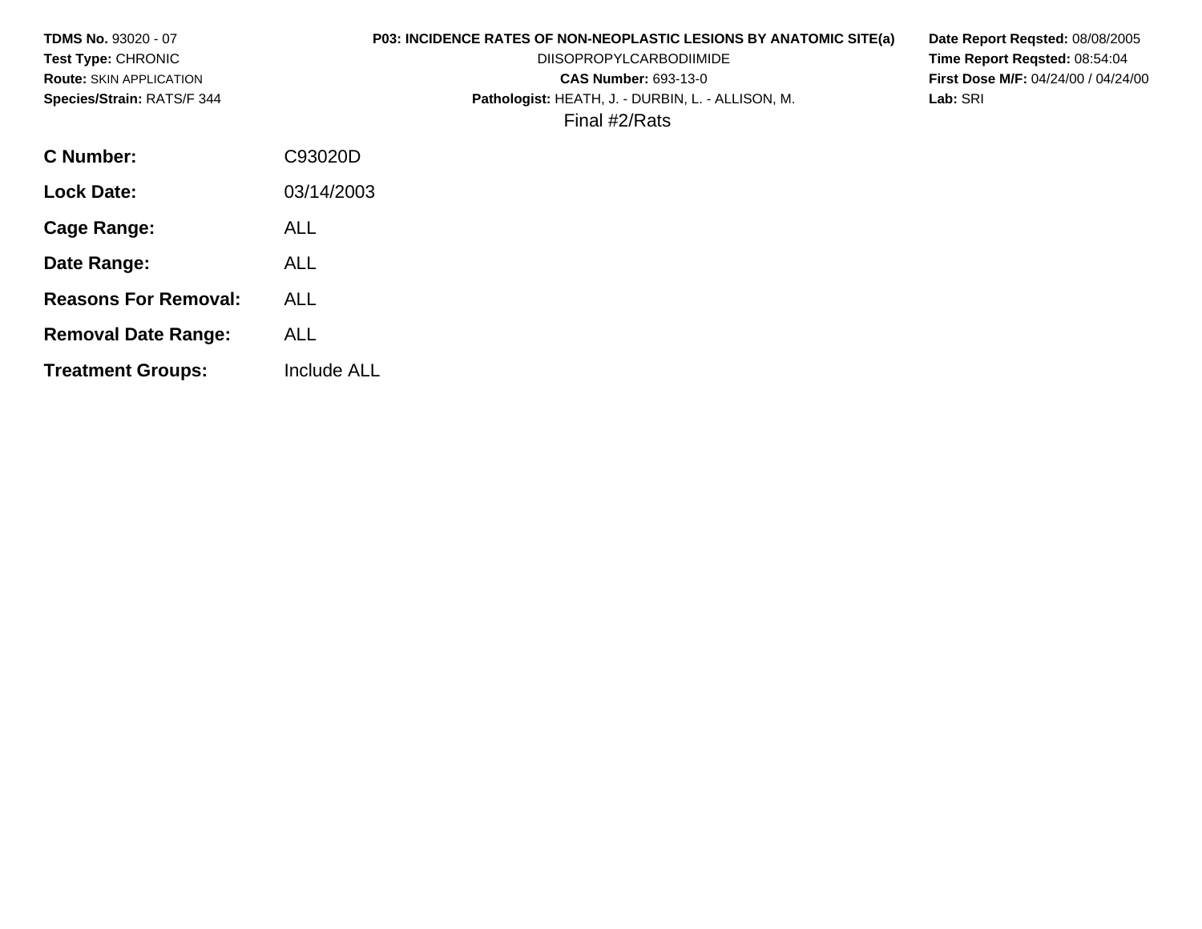**TDMS No.** 93020 - 07
**Test Type:** CHRONIC
**Route:** SKIN APPLICATION
**Species/Strain:** RATS/F 344

**P03: INCIDENCE RATES OF NON-NEOPLASTIC LESIONS BY ANATOMIC SITE(a)**
DIISOPROPYLCARBODIIMIDE
**CAS Number:** 693-13-0
**Pathologist:** HEATH, J. - DURBIN, L. - ALLISON, M.
Final #2/Rats

**Date Report Reqsted:** 08/08/2005
**Time Report Reqsted:** 08:54:04
**First Dose M/F:** 04/24/00 / 04/24/00
**Lab:** SRI

| | |
|---|---|
| **C Number:** | C93020D |
| **Lock Date:** | 03/14/2003 |
| **Cage Range:** | ALL |
| **Date Range:** | ALL |
| **Reasons For Removal:** | ALL |
| **Removal Date Range:** | ALL |
| **Treatment Groups:** | Include ALL |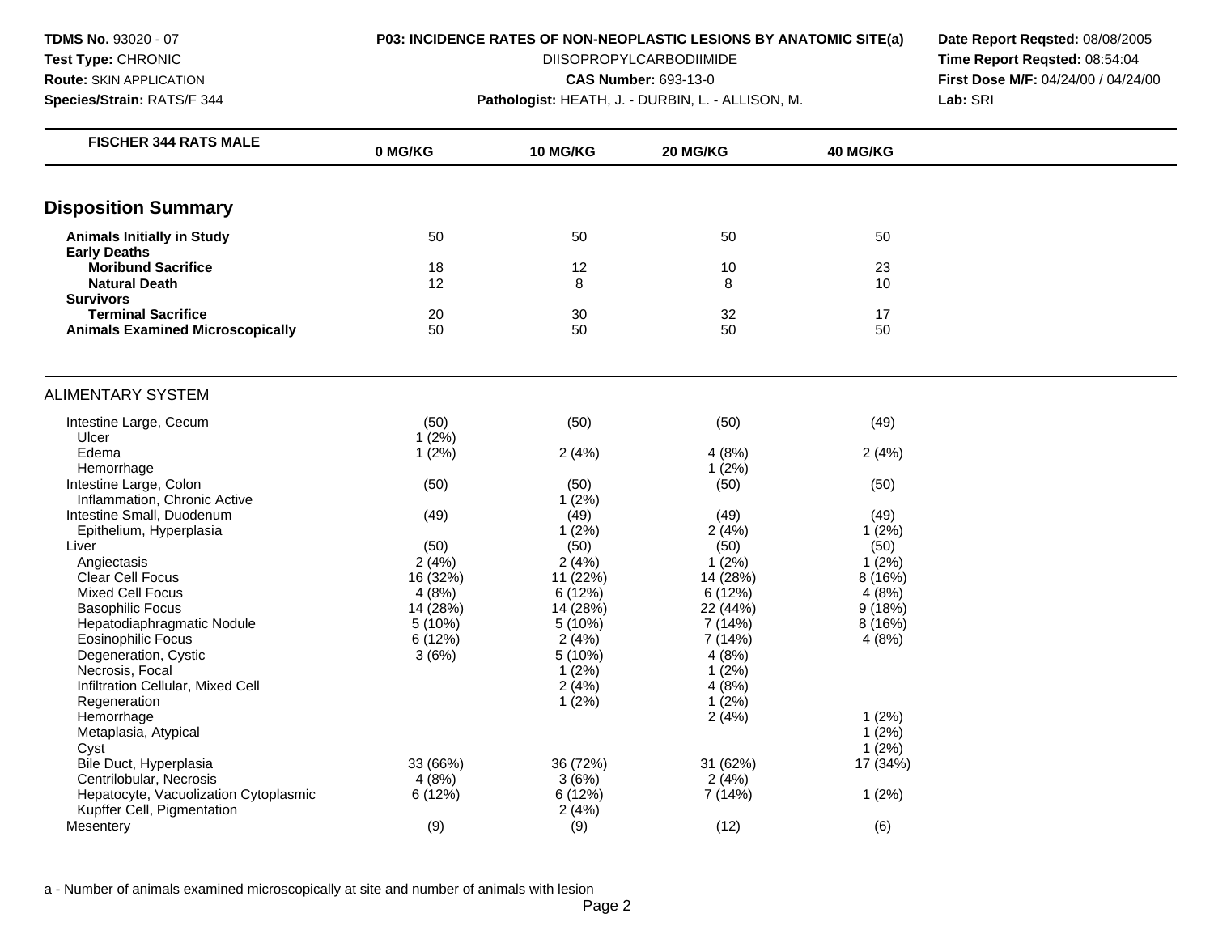**TDMS No.** 93020 - 07
**Test Type:** CHRONIC
**Route:** SKIN APPLICATION
**Species/Strain:** RATS/F 344

**P03: INCIDENCE RATES OF NON-NEOPLASTIC LESIONS BY ANATOMIC SITE(a)**
DIISOPROPYLCARBODIIMIDE
**CAS Number:** 693-13-0
**Pathologist:** HEATH, J. - DURBIN, L. - ALLISON, M.

**Date Report Reqsted:** 08/08/2005
**Time Report Reqsted:** 08:54:04
**First Dose M/F:** 04/24/00 / 04/24/00
**Lab:** SRI

| FISCHER 344 RATS MALE | 0 MG/KG | 10 MG/KG | 20 MG/KG | 40 MG/KG |
|---|---|---|---|---|
| **Disposition Summary** | | | | |
| **Animals Initially in Study** | 50 | 50 | 50 | 50 |
| **Early Deaths** | | | | |
| **Moribund Sacrifice** | 18 | 12 | 10 | 23 |
| **Natural Death** | 12 | 8 | 8 | 10 |
| **Survivors** | | | | |
| **Terminal Sacrifice** | 20 | 30 | 32 | 17 |
| **Animals Examined Microscopically** | 50 | 50 | 50 | 50 |
| ALIMENTARY SYSTEM | | | | |
| Intestine Large, Cecum | (50) | (50) | (50) | (49) |
| Ulcer | 1 (2%) | | | |
| Edema | 1 (2%) | 2 (4%) | 4 (8%) | 2 (4%) |
| Hemorrhage | | | 1 (2%) | |
| Intestine Large, Colon | (50) | (50) | (50) | (50) |
| Inflammation, Chronic Active | | 1 (2%) | | |
| Intestine Small, Duodenum | (49) | (49) | (49) | (49) |
| Epithelium, Hyperplasia | | 1 (2%) | 2 (4%) | 1 (2%) |
| Liver | (50) | (50) | (50) | (50) |
| Angiectasis | 2 (4%) | 2 (4%) | 1 (2%) | 1 (2%) |
| Clear Cell Focus | 16 (32%) | 11 (22%) | 14 (28%) | 8 (16%) |
| Mixed Cell Focus | 4 (8%) | 6 (12%) | 6 (12%) | 4 (8%) |
| Basophilic Focus | 14 (28%) | 14 (28%) | 22 (44%) | 9 (18%) |
| Hepatodiaphragmatic Nodule | 5 (10%) | 5 (10%) | 7 (14%) | 8 (16%) |
| Eosinophilic Focus | 6 (12%) | 2 (4%) | 7 (14%) | 4 (8%) |
| Degeneration, Cystic | 3 (6%) | 5 (10%) | 4 (8%) | |
| Necrosis, Focal | | 1 (2%) | 1 (2%) | |
| Infiltration Cellular, Mixed Cell | | 2 (4%) | 4 (8%) | |
| Regeneration | | 1 (2%) | 1 (2%) | |
| Hemorrhage | | | 2 (4%) | 1 (2%) |
| Metaplasia, Atypical | | | | 1 (2%) |
| Cyst | | | | 1 (2%) |
| Bile Duct, Hyperplasia | 33 (66%) | 36 (72%) | 31 (62%) | 17 (34%) |
| Centrilobular, Necrosis | 4 (8%) | 3 (6%) | 2 (4%) | |
| Hepatocyte, Vacuolization Cytoplasmic | 6 (12%) | 6 (12%) | 7 (14%) | 1 (2%) |
| Kupffer Cell, Pigmentation | | 2 (4%) | | |
| Mesentery | (9) | (9) | (12) | (6) |

a - Number of animals examined microscopically at site and number of animals with lesion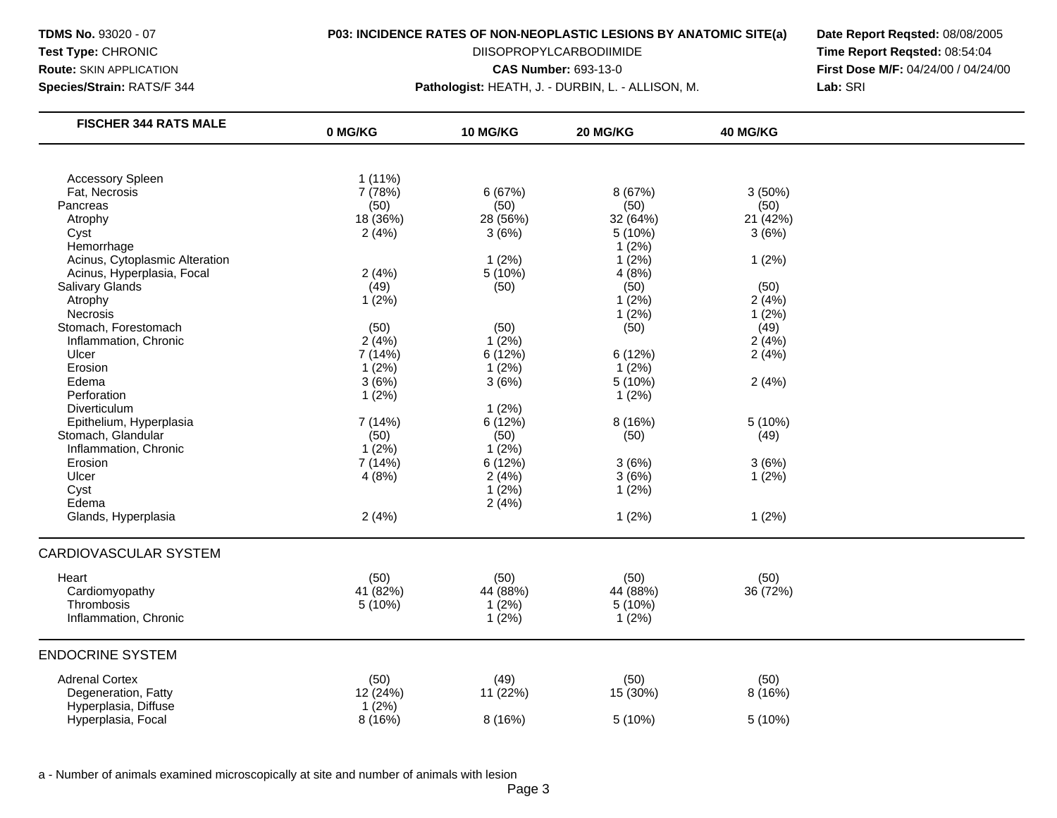**TDMS No.** 93020 - 07
**Test Type:** CHRONIC
**Route:** SKIN APPLICATION
**Species/Strain:** RATS/F 344

**P03: INCIDENCE RATES OF NON-NEOPLASTIC LESIONS BY ANATOMIC SITE(a)**
DIISOPROPYLCARBODIIMIDE
**CAS Number:** 693-13-0
**Pathologist:** HEATH, J. - DURBIN, L. - ALLISON, M.

**Date Report Reqsted:** 08/08/2005
**Time Report Reqsted:** 08:54:04
**First Dose M/F:** 04/24/00 / 04/24/00
**Lab:** SRI

| FISCHER 344 RATS MALE | 0 MG/KG | 10 MG/KG | 20 MG/KG | 40 MG/KG |
|---|---|---|---|---|
| Accessory Spleen | 1 (11%) | | | |
| Fat, Necrosis | 7 (78%) | 6 (67%) | 8 (67%) | 3 (50%) |
| Pancreas | (50) | (50) | (50) | (50) |
| Atrophy | 18 (36%) | 28 (56%) | 32 (64%) | 21 (42%) |
| Cyst | 2 (4%) | 3 (6%) | 5 (10%) | 3 (6%) |
| Hemorrhage | | | 1 (2%) | |
| Acinus, Cytoplasmic Alteration | | 1 (2%) | 1 (2%) | 1 (2%) |
| Acinus, Hyperplasia, Focal | 2 (4%) | 5 (10%) | 4 (8%) | |
| Salivary Glands | (49) | (50) | (50) | (50) |
| Atrophy | 1 (2%) | | 1 (2%) | 2 (4%) |
| Necrosis | | | 1 (2%) | 1 (2%) |
| Stomach, Forestomach | (50) | (50) | (50) | (49) |
| Inflammation, Chronic | 2 (4%) | 1 (2%) | | 2 (4%) |
| Ulcer | 7 (14%) | 6 (12%) | 6 (12%) | 2 (4%) |
| Erosion | 1 (2%) | 1 (2%) | 1 (2%) | |
| Edema | 3 (6%) | 3 (6%) | 5 (10%) | 2 (4%) |
| Perforation | 1 (2%) | | 1 (2%) | |
| Diverticulum | | 1 (2%) | | |
| Epithelium, Hyperplasia | 7 (14%) | 6 (12%) | 8 (16%) | 5 (10%) |
| Stomach, Glandular | (50) | (50) | (50) | (49) |
| Inflammation, Chronic | 1 (2%) | 1 (2%) | | |
| Erosion | 7 (14%) | 6 (12%) | 3 (6%) | 3 (6%) |
| Ulcer | 4 (8%) | 2 (4%) | 3 (6%) | 1 (2%) |
| Cyst | | 1 (2%) | 1 (2%) | |
| Edema | | 2 (4%) | | |
| Glands, Hyperplasia | 2 (4%) | | 1 (2%) | 1 (2%) |
| **CARDIOVASCULAR SYSTEM** | | | | |
| Heart | (50) | (50) | (50) | (50) |
| Cardiomyopathy | 41 (82%) | 44 (88%) | 44 (88%) | 36 (72%) |
| Thrombosis | 5 (10%) | 1 (2%) | 5 (10%) | |
| Inflammation, Chronic | | 1 (2%) | 1 (2%) | |
| **ENDOCRINE SYSTEM** | | | | |
| Adrenal Cortex | (50) | (49) | (50) | (50) |
| Degeneration, Fatty | 12 (24%) | 11 (22%) | 15 (30%) | 8 (16%) |
| Hyperplasia, Diffuse | 1 (2%) | | | |
| Hyperplasia, Focal | 8 (16%) | 8 (16%) | 5 (10%) | 5 (10%) |

a - Number of animals examined microscopically at site and number of animals with lesion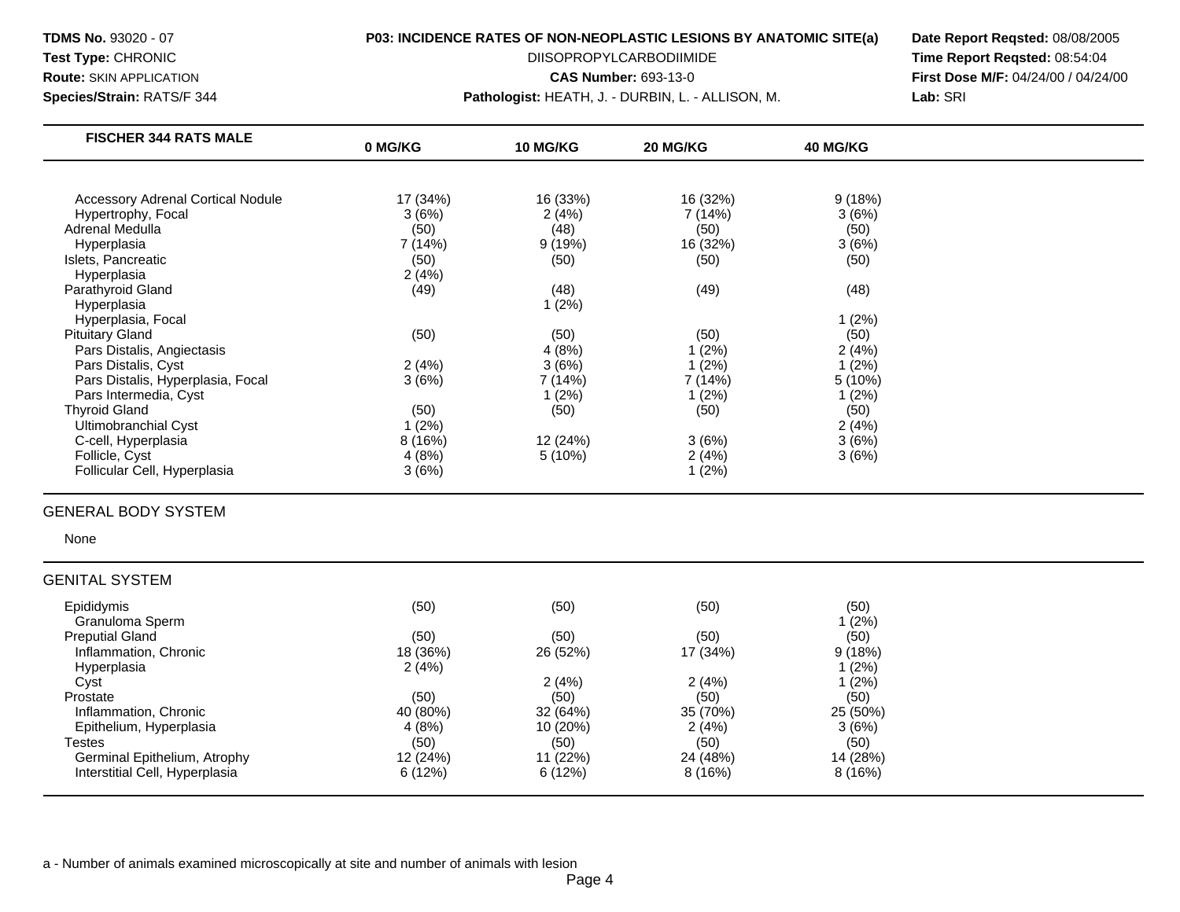**TDMS No.** 93020 - 07
**Test Type:** CHRONIC
**Route:** SKIN APPLICATION
**Species/Strain:** RATS/F 344

**P03: INCIDENCE RATES OF NON-NEOPLASTIC LESIONS BY ANATOMIC SITE(a)**
DIISOPROPYLCARBODIIMIDE
**CAS Number:** 693-13-0
**Pathologist:** HEATH, J. - DURBIN, L. - ALLISON, M.

**Date Report Reqsted:** 08/08/2005
**Time Report Reqsted:** 08:54:04
**First Dose M/F:** 04/24/00 / 04/24/00
**Lab:** SRI

| FISCHER 344 RATS MALE | 0 MG/KG | 10 MG/KG | 20 MG/KG | 40 MG/KG |
|---|---|---|---|---|
| Accessory Adrenal Cortical Nodule | 17 (34%) | 16 (33%) | 16 (32%) | 9 (18%) |
| Hypertrophy, Focal | 3 (6%) | 2 (4%) | 7 (14%) | 3 (6%) |
| Adrenal Medulla | (50) | (48) | (50) | (50) |
| Hyperplasia | 7 (14%) | 9 (19%) | 16 (32%) | 3 (6%) |
| Islets, Pancreatic | (50) | (50) | (50) | (50) |
| Hyperplasia | 2 (4%) | | | |
| Parathyroid Gland | (49) | (48) | (49) | (48) |
| Hyperplasia | | 1 (2%) | | |
| Hyperplasia, Focal | | | | 1 (2%) |
| Pituitary Gland | (50) | (50) | (50) | (50) |
| Pars Distalis, Angiectasis | | 4 (8%) | 1 (2%) | 2 (4%) |
| Pars Distalis, Cyst | 2 (4%) | 3 (6%) | 1 (2%) | 1 (2%) |
| Pars Distalis, Hyperplasia, Focal | 3 (6%) | 7 (14%) | 7 (14%) | 5 (10%) |
| Pars Intermedia, Cyst | | 1 (2%) | 1 (2%) | 1 (2%) |
| Thyroid Gland | (50) | (50) | (50) | (50) |
| Ultimobranchial Cyst | 1 (2%) | | | 2 (4%) |
| C-cell, Hyperplasia | 8 (16%) | 12 (24%) | 3 (6%) | 3 (6%) |
| Follicle, Cyst | 4 (8%) | 5 (10%) | 2 (4%) | 3 (6%) |
| Follicular Cell, Hyperplasia | 3 (6%) | | 1 (2%) | |

GENERAL BODY SYSTEM

None

GENITAL SYSTEM

| | 0 MG/KG | 10 MG/KG | 20 MG/KG | 40 MG/KG |
|---|---|---|---|---|
| Epididymis | (50) | (50) | (50) | (50) |
| Granuloma Sperm | | | | 1 (2%) |
| Preputial Gland | (50) | (50) | (50) | (50) |
| Inflammation, Chronic | 18 (36%) | 26 (52%) | 17 (34%) | 9 (18%) |
| Hyperplasia | 2 (4%) | | | 1 (2%) |
| Cyst | | 2 (4%) | 2 (4%) | 1 (2%) |
| Prostate | (50) | (50) | (50) | (50) |
| Inflammation, Chronic | 40 (80%) | 32 (64%) | 35 (70%) | 25 (50%) |
| Epithelium, Hyperplasia | 4 (8%) | 10 (20%) | 2 (4%) | 3 (6%) |
| Testes | (50) | (50) | (50) | (50) |
| Germinal Epithelium, Atrophy | 12 (24%) | 11 (22%) | 24 (48%) | 14 (28%) |
| Interstitial Cell, Hyperplasia | 6 (12%) | 6 (12%) | 8 (16%) | 8 (16%) |

a - Number of animals examined microscopically at site and number of animals with lesion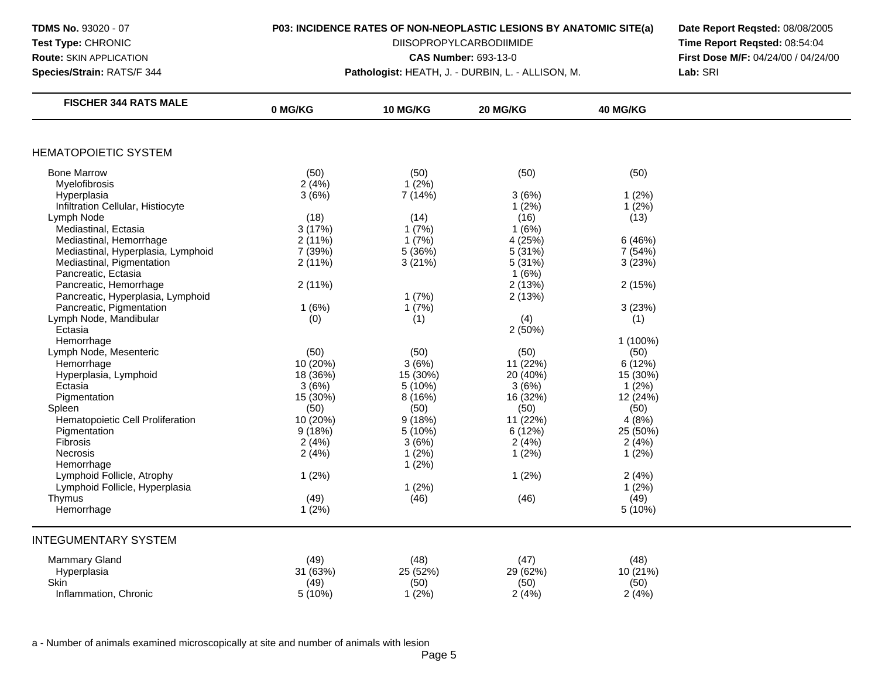**TDMS No.** 93020 - 07
**Test Type:** CHRONIC
**Route:** SKIN APPLICATION
**Species/Strain:** RATS/F 344

**P03: INCIDENCE RATES OF NON-NEOPLASTIC LESIONS BY ANATOMIC SITE(a)**
DIISOPROPYLCARBODIIMIDE
**CAS Number:** 693-13-0
**Pathologist:** HEATH, J. - DURBIN, L. - ALLISON, M.

**Date Report Reqsted:** 08/08/2005
**Time Report Reqsted:** 08:54:04
**First Dose M/F:** 04/24/00 / 04/24/00
**Lab:** SRI

| FISCHER 344 RATS MALE | 0 MG/KG | 10 MG/KG | 20 MG/KG | 40 MG/KG |
|---|---|---|---|---|
| **HEMATOPOIETIC SYSTEM** | | | | |
| Bone Marrow | (50) | (50) | (50) | (50) |
| Myelofibrosis | 2 (4%) | 1 (2%) | | |
| Hyperplasia | 3 (6%) | 7 (14%) | 3 (6%) | 1 (2%) |
| Infiltration Cellular, Histiocyte | | | 1 (2%) | 1 (2%) |
| Lymph Node | (18) | (14) | (16) | (13) |
| Mediastinal, Ectasia | 3 (17%) | 1 (7%) | 1 (6%) | |
| Mediastinal, Hemorrhage | 2 (11%) | 1 (7%) | 4 (25%) | 6 (46%) |
| Mediastinal, Hyperplasia, Lymphoid | 7 (39%) | 5 (36%) | 5 (31%) | 7 (54%) |
| Mediastinal, Pigmentation | 2 (11%) | 3 (21%) | 5 (31%) | 3 (23%) |
| Pancreatic, Ectasia | | | 1 (6%) | |
| Pancreatic, Hemorrhage | 2 (11%) | | 2 (13%) | 2 (15%) |
| Pancreatic, Hyperplasia, Lymphoid | | 1 (7%) | 2 (13%) | |
| Pancreatic, Pigmentation | 1 (6%) | 1 (7%) | | 3 (23%) |
| Lymph Node, Mandibular | (0) | (1) | (4) | (1) |
| Ectasia | | | 2 (50%) | |
| Hemorrhage | | | | 1 (100%) |
| Lymph Node, Mesenteric | (50) | (50) | (50) | (50) |
| Hemorrhage | 10 (20%) | 3 (6%) | 11 (22%) | 6 (12%) |
| Hyperplasia, Lymphoid | 18 (36%) | 15 (30%) | 20 (40%) | 15 (30%) |
| Ectasia | 3 (6%) | 5 (10%) | 3 (6%) | 1 (2%) |
| Pigmentation | 15 (30%) | 8 (16%) | 16 (32%) | 12 (24%) |
| Spleen | (50) | (50) | (50) | (50) |
| Hematopoietic Cell Proliferation | 10 (20%) | 9 (18%) | 11 (22%) | 4 (8%) |
| Pigmentation | 9 (18%) | 5 (10%) | 6 (12%) | 25 (50%) |
| Fibrosis | 2 (4%) | 3 (6%) | 2 (4%) | 2 (4%) |
| Necrosis | 2 (4%) | 1 (2%) | 1 (2%) | 1 (2%) |
| Hemorrhage | | 1 (2%) | | |
| Lymphoid Follicle, Atrophy | 1 (2%) | | 1 (2%) | 2 (4%) |
| Lymphoid Follicle, Hyperplasia | | 1 (2%) | | 1 (2%) |
| Thymus | (49) | (46) | (46) | (49) |
| Hemorrhage | 1 (2%) | | | 5 (10%) |
| **INTEGUMENTARY SYSTEM** | | | | |
| Mammary Gland | (49) | (48) | (47) | (48) |
| Hyperplasia | 31 (63%) | 25 (52%) | 29 (62%) | 10 (21%) |
| Skin | (49) | (50) | (50) | (50) |
| Inflammation, Chronic | 5 (10%) | 1 (2%) | 2 (4%) | 2 (4%) |

a - Number of animals examined microscopically at site and number of animals with lesion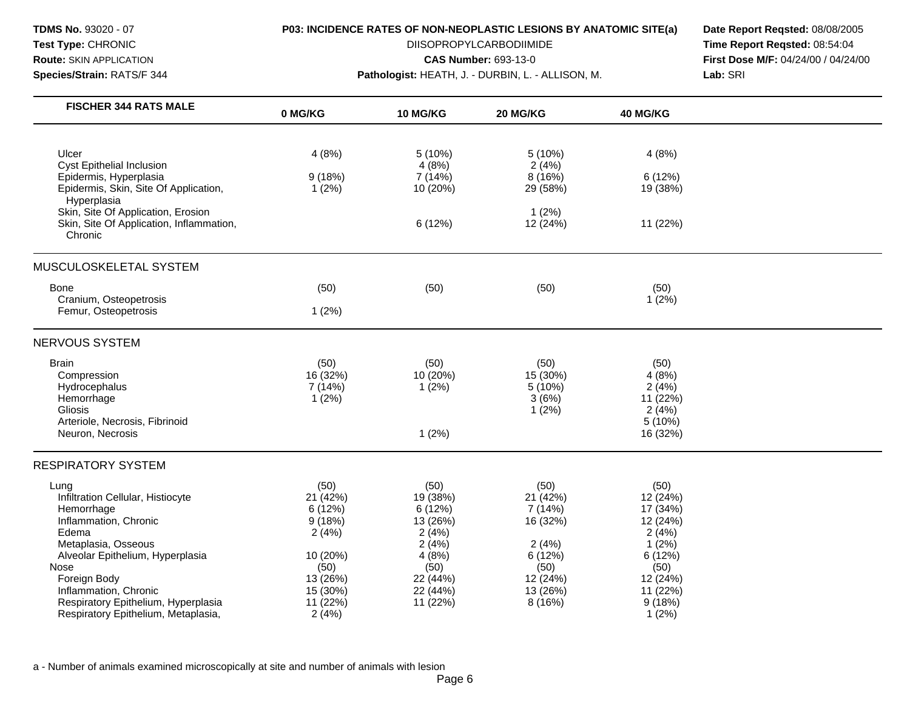**TDMS No.** 93020 - 07
**Test Type:** CHRONIC
**Route:** SKIN APPLICATION
**Species/Strain:** RATS/F 344

**P03: INCIDENCE RATES OF NON-NEOPLASTIC LESIONS BY ANATOMIC SITE(a)**
DIISOPROPYLCARBODIIMIDE
**CAS Number:** 693-13-0
**Pathologist:** HEATH, J. - DURBIN, L. - ALLISON, M.

**Date Report Reqsted:** 08/08/2005
**Time Report Reqsted:** 08:54:04
**First Dose M/F:** 04/24/00 / 04/24/00
**Lab:** SRI

| FISCHER 344 RATS MALE | 0 MG/KG | 10 MG/KG | 20 MG/KG | 40 MG/KG |
|---|---|---|---|---|
| Ulcer | 4 (8%) | 5 (10%) | 5 (10%) | 4 (8%) |
| Cyst Epithelial Inclusion | | 4 (8%) | 2 (4%) | |
| Epidermis, Hyperplasia | 9 (18%) | 7 (14%) | 8 (16%) | 6 (12%) |
| Epidermis, Skin, Site Of Application, Hyperplasia | 1 (2%) | 10 (20%) | 29 (58%) | 19 (38%) |
| Skin, Site Of Application, Erosion | | | 1 (2%) | |
| Skin, Site Of Application, Inflammation, Chronic | | 6 (12%) | 12 (24%) | 11 (22%) |
| **MUSCULOSKELETAL SYSTEM** | | | | |
| Bone | (50) | (50) | (50) | (50) |
| Cranium, Osteopetrosis | | | | 1 (2%) |
| Femur, Osteopetrosis | 1 (2%) | | | |
| **NERVOUS SYSTEM** | | | | |
| Brain | (50) | (50) | (50) | (50) |
| Compression | 16 (32%) | 10 (20%) | 15 (30%) | 4 (8%) |
| Hydrocephalus | 7 (14%) | 1 (2%) | 5 (10%) | 2 (4%) |
| Hemorrhage | 1 (2%) | | 3 (6%) | 11 (22%) |
| Gliosis | | | 1 (2%) | 2 (4%) |
| Arteriole, Necrosis, Fibrinoid | | | | 5 (10%) |
| Neuron, Necrosis | | 1 (2%) | | 16 (32%) |
| **RESPIRATORY SYSTEM** | | | | |
| Lung | (50) | (50) | (50) | (50) |
| Infiltration Cellular, Histiocyte | 21 (42%) | 19 (38%) | 21 (42%) | 12 (24%) |
| Hemorrhage | 6 (12%) | 6 (12%) | 7 (14%) | 17 (34%) |
| Inflammation, Chronic | 9 (18%) | 13 (26%) | 16 (32%) | 12 (24%) |
| Edema | 2 (4%) | 2 (4%) | | 2 (4%) |
| Metaplasia, Osseous | | 2 (4%) | 2 (4%) | 1 (2%) |
| Alveolar Epithelium, Hyperplasia | 10 (20%) | 4 (8%) | 6 (12%) | 6 (12%) |
| Nose | (50) | (50) | (50) | (50) |
| Foreign Body | 13 (26%) | 22 (44%) | 12 (24%) | 12 (24%) |
| Inflammation, Chronic | 15 (30%) | 22 (44%) | 13 (26%) | 11 (22%) |
| Respiratory Epithelium, Hyperplasia | 11 (22%) | 11 (22%) | 8 (16%) | 9 (18%) |
| Respiratory Epithelium, Metaplasia, | 2 (4%) | | | 1 (2%) |

a - Number of animals examined microscopically at site and number of animals with lesion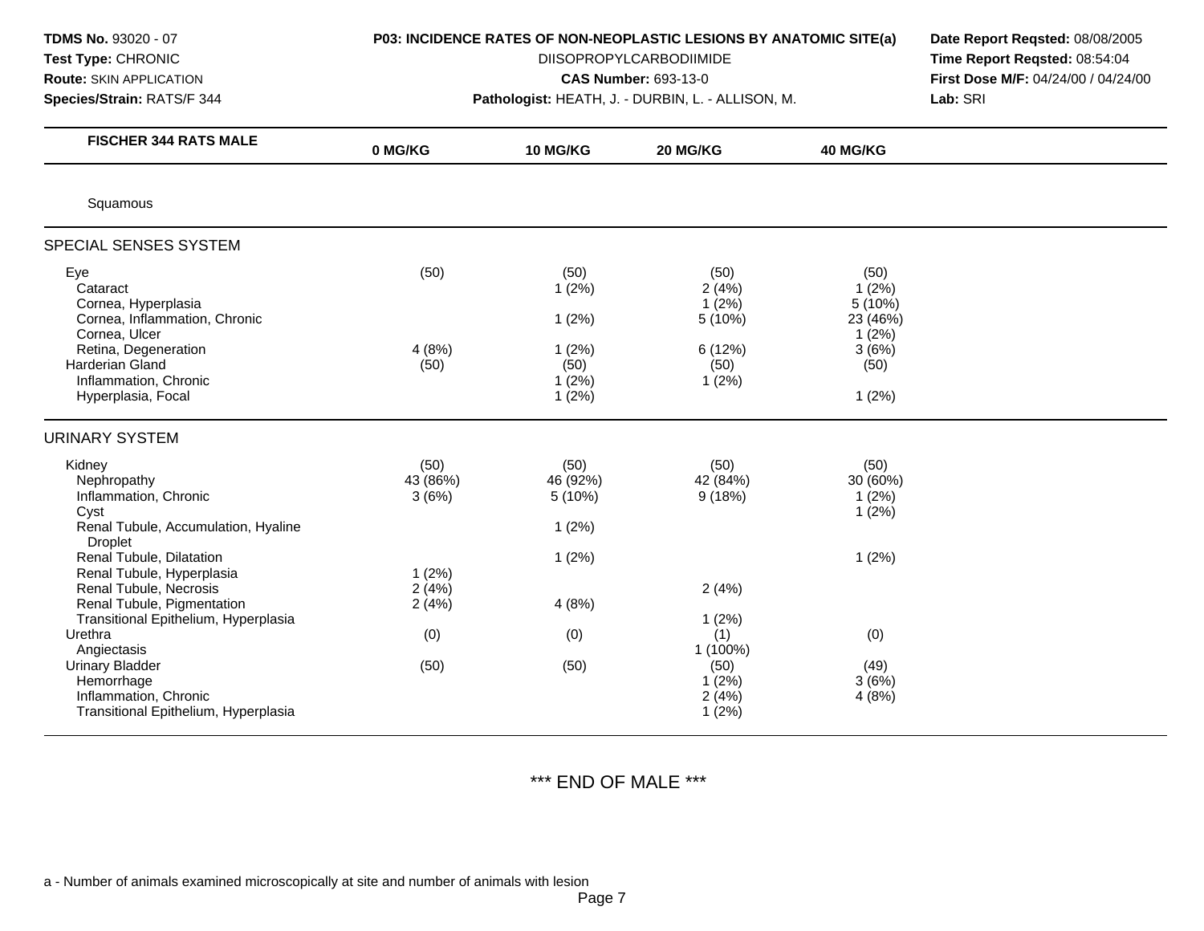**TDMS No.** 93020 - 07
**Test Type:** CHRONIC
**Route:** SKIN APPLICATION
**Species/Strain:** RATS/F 344

**P03: INCIDENCE RATES OF NON-NEOPLASTIC LESIONS BY ANATOMIC SITE(a)**
DIISOPROPYLCARBODIIMIDE
**CAS Number:** 693-13-0
**Pathologist:** HEATH, J. - DURBIN, L. - ALLISON, M.

**Date Report Reqsted:** 08/08/2005
**Time Report Reqsted:** 08:54:04
**First Dose M/F:** 04/24/00 / 04/24/00
**Lab:** SRI

| FISCHER 344 RATS MALE | 0 MG/KG | 10 MG/KG | 20 MG/KG | 40 MG/KG |
|---|---|---|---|---|
| Squamous | | | | |
| **SPECIAL SENSES SYSTEM** | | | | |
| Eye | (50) | (50) | (50) | (50) |
| Cataract | | 1 (2%) | 2 (4%) | 1 (2%) |
| Cornea, Hyperplasia | | | 1 (2%) | 5 (10%) |
| Cornea, Inflammation, Chronic | | 1 (2%) | 5 (10%) | 23 (46%) |
| Cornea, Ulcer | | | | 1 (2%) |
| Retina, Degeneration | 4 (8%) | 1 (2%) | 6 (12%) | 3 (6%) |
| Harderian Gland | (50) | (50) | (50) | (50) |
| Inflammation, Chronic | | 1 (2%) | 1 (2%) | |
| Hyperplasia, Focal | | 1 (2%) | | 1 (2%) |
| **URINARY SYSTEM** | | | | |
| Kidney | (50) | (50) | (50) | (50) |
| Nephropathy | 43 (86%) | 46 (92%) | 42 (84%) | 30 (60%) |
| Inflammation, Chronic | 3 (6%) | 5 (10%) | 9 (18%) | 1 (2%) |
| Cyst | | | | 1 (2%) |
| Renal Tubule, Accumulation, Hyaline Droplet | | 1 (2%) | | |
| Renal Tubule, Dilatation | | 1 (2%) | | 1 (2%) |
| Renal Tubule, Hyperplasia | 1 (2%) | | | |
| Renal Tubule, Necrosis | 2 (4%) | | 2 (4%) | |
| Renal Tubule, Pigmentation | 2 (4%) | 4 (8%) | | |
| Transitional Epithelium, Hyperplasia | | | 1 (2%) | |
| Urethra | (0) | (0) | (1) | (0) |
| Angiectasis | | | 1 (100%) | |
| Urinary Bladder | (50) | (50) | (50) | (49) |
| Hemorrhage | | | 1 (2%) | 3 (6%) |
| Inflammation, Chronic | | | 2 (4%) | 4 (8%) |
| Transitional Epithelium, Hyperplasia | | | 1 (2%) | |

*** END OF MALE ***

a - Number of animals examined microscopically at site and number of animals with lesion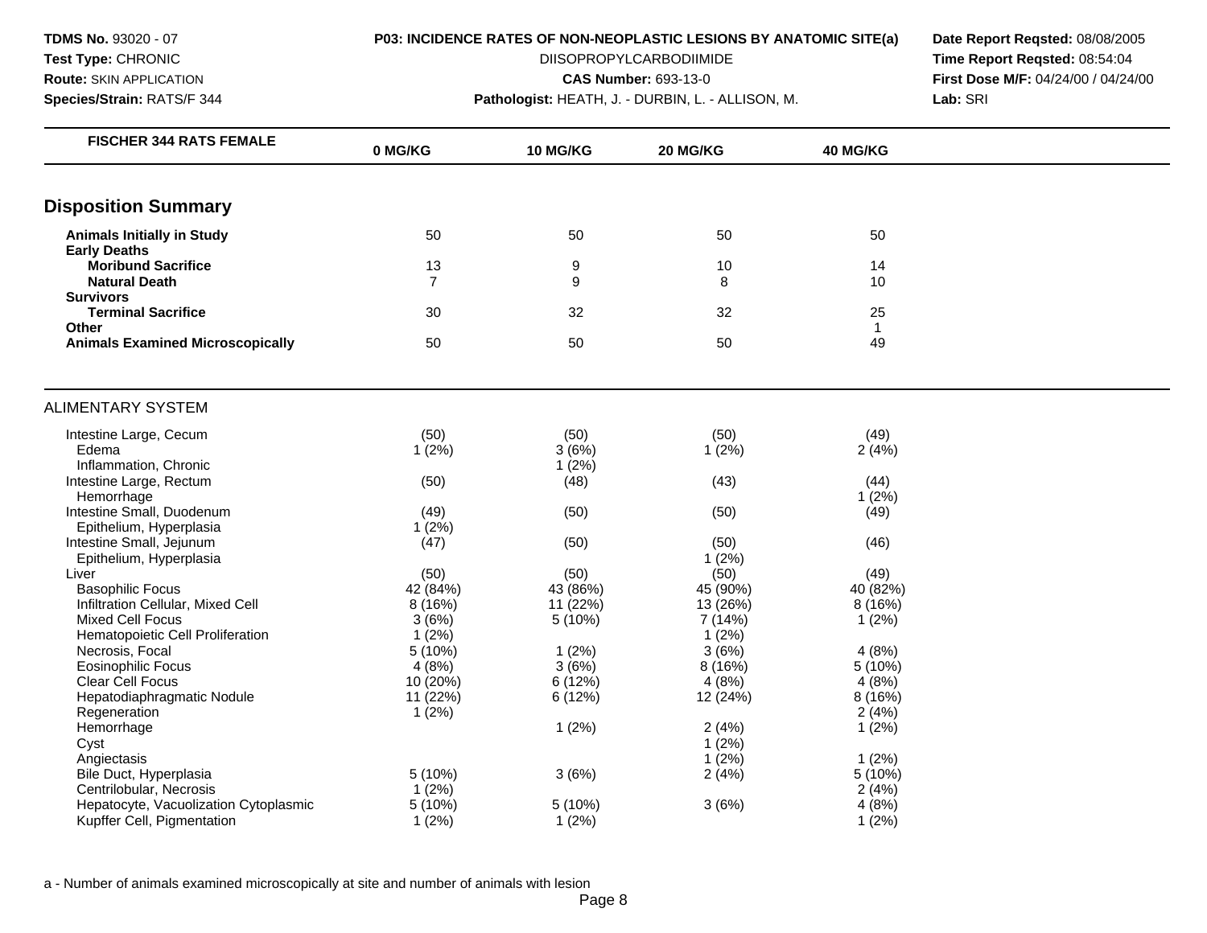TDMS No. 93020 - 07
Test Type: CHRONIC
Route: SKIN APPLICATION
Species/Strain: RATS/F 344

**P03: INCIDENCE RATES OF NON-NEOPLASTIC LESIONS BY ANATOMIC SITE(a)**

DIISOPROPYLCARBODIIMIDE

**CAS Number:** 693-13-0

**Pathologist:** HEATH, J. - DURBIN, L. - ALLISON, M.

**Date Report Reqsted:** 08/08/2005
**Time Report Reqsted:** 08:54:04
**First Dose M/F:** 04/24/00 / 04/24/00
**Lab:** SRI

| FISCHER 344 RATS FEMALE | 0 MG/KG | 10 MG/KG | 20 MG/KG | 40 MG/KG |
|---|---|---|---|---|
| **Disposition Summary** | | | | |
| **Animals Initially in Study** | 50 | 50 | 50 | 50 |
| **Early Deaths** | | | | |
| **Moribund Sacrifice** | 13 | 9 | 10 | 14 |
| **Natural Death** | 7 | 9 | 8 | 10 |
| **Survivors** | | | | |
| **Terminal Sacrifice** | 30 | 32 | 32 | 25 |
| **Other** | | | | 1 |
| **Animals Examined Microscopically** | 50 | 50 | 50 | 49 |
| ALIMENTARY SYSTEM | | | | |
| Intestine Large, Cecum | (50) | (50) | (50) | (49) |
| Edema | 1 (2%) | 3 (6%) | 1 (2%) | 2 (4%) |
| Inflammation, Chronic | | 1 (2%) | | |
| Intestine Large, Rectum | (50) | (48) | (43) | (44) |
| Hemorrhage | | | | 1 (2%) |
| Intestine Small, Duodenum | (49) | (50) | (50) | (49) |
| Epithelium, Hyperplasia | 1 (2%) | | | |
| Intestine Small, Jejunum | (47) | (50) | (50) | (46) |
| Epithelium, Hyperplasia | | | 1 (2%) | |
| Liver | (50) | (50) | (50) | (49) |
| Basophilic Focus | 42 (84%) | 43 (86%) | 45 (90%) | 40 (82%) |
| Infiltration Cellular, Mixed Cell | 8 (16%) | 11 (22%) | 13 (26%) | 8 (16%) |
| Mixed Cell Focus | 3 (6%) | 5 (10%) | 7 (14%) | 1 (2%) |
| Hematopoietic Cell Proliferation | 1 (2%) | | 1 (2%) | |
| Necrosis, Focal | 5 (10%) | 1 (2%) | 3 (6%) | 4 (8%) |
| Eosinophilic Focus | 4 (8%) | 3 (6%) | 8 (16%) | 5 (10%) |
| Clear Cell Focus | 10 (20%) | 6 (12%) | 4 (8%) | 4 (8%) |
| Hepatodiaphragmatic Nodule | 11 (22%) | 6 (12%) | 12 (24%) | 8 (16%) |
| Regeneration | 1 (2%) | | | 2 (4%) |
| Hemorrhage | | 1 (2%) | 2 (4%) | 1 (2%) |
| Cyst | | | 1 (2%) | |
| Angiectasis | | | 1 (2%) | 1 (2%) |
| Bile Duct, Hyperplasia | 5 (10%) | 3 (6%) | 2 (4%) | 5 (10%) |
| Centrilobular, Necrosis | 1 (2%) | | | 2 (4%) |
| Hepatocyte, Vacuolization Cytoplasmic | 5 (10%) | 5 (10%) | 3 (6%) | 4 (8%) |
| Kupffer Cell, Pigmentation | 1 (2%) | 1 (2%) | | 1 (2%) |

a - Number of animals examined microscopically at site and number of animals with lesion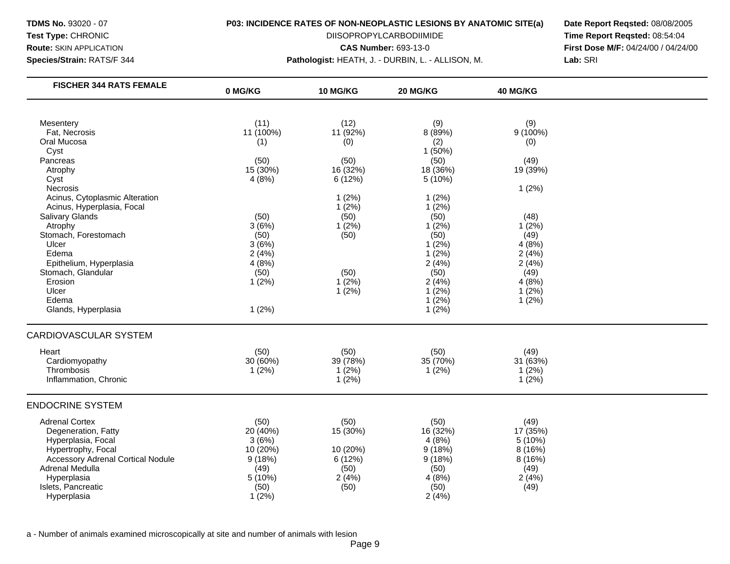**TDMS No.** 93020 - 07
**Test Type:** CHRONIC
**Route:** SKIN APPLICATION
**Species/Strain:** RATS/F 344

**P03: INCIDENCE RATES OF NON-NEOPLASTIC LESIONS BY ANATOMIC SITE(a)**
DIISOPROPYLCARBODIIMIDE
**CAS Number:** 693-13-0
**Pathologist:** HEATH, J. - DURBIN, L. - ALLISON, M.

**Date Report Reqsted:** 08/08/2005
**Time Report Reqsted:** 08:54:04
**First Dose M/F:** 04/24/00 / 04/24/00
**Lab:** SRI

| FISCHER 344 RATS FEMALE | 0 MG/KG | 10 MG/KG | 20 MG/KG | 40 MG/KG |
|---|---|---|---|---|
| Mesentery | (11) | (12) | (9) | (9) |
| Fat, Necrosis | 11 (100%) | 11 (92%) | 8 (89%) | 9 (100%) |
| Oral Mucosa | (1) | (0) | (2) | (0) |
| Cyst | | | 1 (50%) | |
| Pancreas | (50) | (50) | (50) | (49) |
| Atrophy | 15 (30%) | 16 (32%) | 18 (36%) | 19 (39%) |
| Cyst | 4 (8%) | 6 (12%) | 5 (10%) | |
| Necrosis | | | | 1 (2%) |
| Acinus, Cytoplasmic Alteration | | 1 (2%) | 1 (2%) | |
| Acinus, Hyperplasia, Focal | | 1 (2%) | 1 (2%) | |
| Salivary Glands | (50) | (50) | (50) | (48) |
| Atrophy | 3 (6%) | 1 (2%) | 1 (2%) | 1 (2%) |
| Stomach, Forestomach | (50) | (50) | (50) | (49) |
| Ulcer | 3 (6%) | | 1 (2%) | 4 (8%) |
| Edema | 2 (4%) | | 1 (2%) | 2 (4%) |
| Epithelium, Hyperplasia | 4 (8%) | | 2 (4%) | 2 (4%) |
| Stomach, Glandular | (50) | (50) | (50) | (49) |
| Erosion | 1 (2%) | 1 (2%) | 2 (4%) | 4 (8%) |
| Ulcer | | 1 (2%) | 1 (2%) | 1 (2%) |
| Edema | | | 1 (2%) | 1 (2%) |
| Glands, Hyperplasia | 1 (2%) | | 1 (2%) | |
| **CARDIOVASCULAR SYSTEM** | | | | |
| Heart | (50) | (50) | (50) | (49) |
| Cardiomyopathy | 30 (60%) | 39 (78%) | 35 (70%) | 31 (63%) |
| Thrombosis | 1 (2%) | 1 (2%) | 1 (2%) | 1 (2%) |
| Inflammation, Chronic | | 1 (2%) | | 1 (2%) |
| **ENDOCRINE SYSTEM** | | | | |
| Adrenal Cortex | (50) | (50) | (50) | (49) |
| Degeneration, Fatty | 20 (40%) | 15 (30%) | 16 (32%) | 17 (35%) |
| Hyperplasia, Focal | 3 (6%) | | 4 (8%) | 5 (10%) |
| Hypertrophy, Focal | 10 (20%) | 10 (20%) | 9 (18%) | 8 (16%) |
| Accessory Adrenal Cortical Nodule | 9 (18%) | 6 (12%) | 9 (18%) | 8 (16%) |
| Adrenal Medulla | (49) | (50) | (50) | (49) |
| Hyperplasia | 5 (10%) | 2 (4%) | 4 (8%) | 2 (4%) |
| Islets, Pancreatic | (50) | (50) | (50) | (49) |
| Hyperplasia | 1 (2%) | | 2 (4%) | |

a - Number of animals examined microscopically at site and number of animals with lesion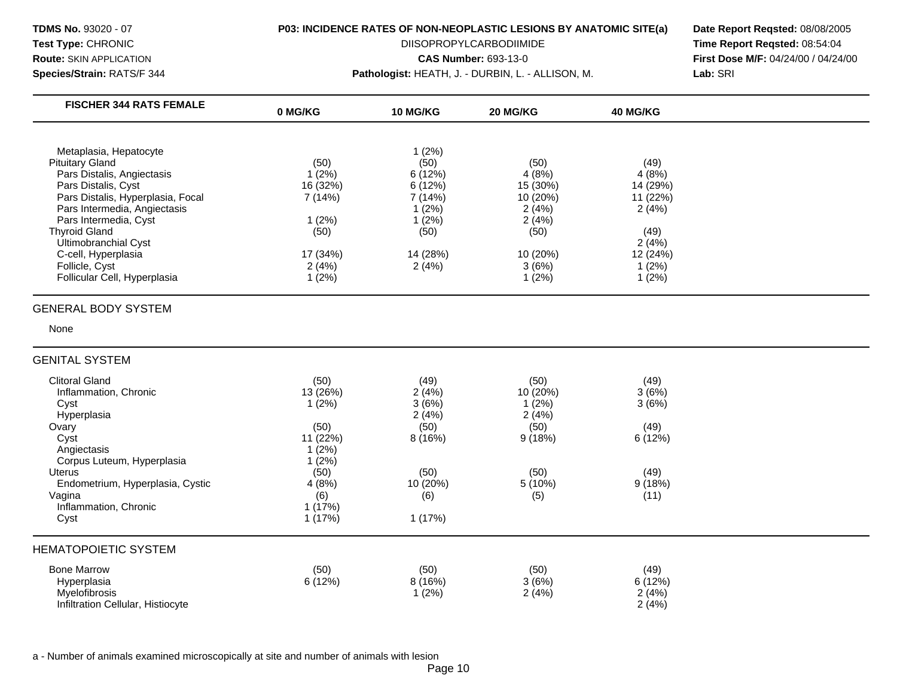**TDMS No.** 93020 - 07
**Test Type:** CHRONIC
**Route:** SKIN APPLICATION
**Species/Strain:** RATS/F 344

**P03: INCIDENCE RATES OF NON-NEOPLASTIC LESIONS BY ANATOMIC SITE(a)**
DIISOPROPYLCARBODIIMIDE
**CAS Number:** 693-13-0
**Pathologist:** HEATH, J. - DURBIN, L. - ALLISON, M.

**Date Report Reqsted:** 08/08/2005
**Time Report Reqsted:** 08:54:04
**First Dose M/F:** 04/24/00 / 04/24/00
**Lab:** SRI

| FISCHER 344 RATS FEMALE | 0 MG/KG | 10 MG/KG | 20 MG/KG | 40 MG/KG |
|---|---|---|---|---|
| Metaplasia, Hepatocyte | | 1 (2%) | | |
| Pituitary Gland | (50) | (50) | (50) | (49) |
| Pars Distalis, Angiectasis | 1 (2%) | 6 (12%) | 4 (8%) | 4 (8%) |
| Pars Distalis, Cyst | 16 (32%) | 6 (12%) | 15 (30%) | 14 (29%) |
| Pars Distalis, Hyperplasia, Focal | 7 (14%) | 7 (14%) | 10 (20%) | 11 (22%) |
| Pars Intermedia, Angiectasis | | 1 (2%) | 2 (4%) | 2 (4%) |
| Pars Intermedia, Cyst | 1 (2%) | 1 (2%) | 2 (4%) | |
| Thyroid Gland | (50) | (50) | (50) | (49) |
| Ultimobranchial Cyst | | | | 2 (4%) |
| C-cell, Hyperplasia | 17 (34%) | 14 (28%) | 10 (20%) | 12 (24%) |
| Follicle, Cyst | 2 (4%) | 2 (4%) | 3 (6%) | 1 (2%) |
| Follicular Cell, Hyperplasia | 1 (2%) | | 1 (2%) | 1 (2%) |
| **GENERAL BODY SYSTEM** | | | | |
| None | | | | |
| **GENITAL SYSTEM** | | | | |
| Clitoral Gland | (50) | (49) | (50) | (49) |
| Inflammation, Chronic | 13 (26%) | 2 (4%) | 10 (20%) | 3 (6%) |
| Cyst | 1 (2%) | 3 (6%) | 1 (2%) | 3 (6%) |
| Hyperplasia | | 2 (4%) | 2 (4%) | |
| Ovary | (50) | (50) | (50) | (49) |
| Cyst | 11 (22%) | 8 (16%) | 9 (18%) | 6 (12%) |
| Angiectasis | 1 (2%) | | | |
| Corpus Luteum, Hyperplasia | 1 (2%) | | | |
| Uterus | (50) | (50) | (50) | (49) |
| Endometrium, Hyperplasia, Cystic | 4 (8%) | 10 (20%) | 5 (10%) | 9 (18%) |
| Vagina | (6) | (6) | (5) | (11) |
| Inflammation, Chronic | 1 (17%) | | | |
| Cyst | 1 (17%) | 1 (17%) | | |
| **HEMATOPOIETIC SYSTEM** | | | | |
| Bone Marrow | (50) | (50) | (50) | (49) |
| Hyperplasia | 6 (12%) | 8 (16%) | 3 (6%) | 6 (12%) |
| Myelofibrosis | | 1 (2%) | 2 (4%) | 2 (4%) |
| Infiltration Cellular, Histiocyte | | | | 2 (4%) |

a - Number of animals examined microscopically at site and number of animals with lesion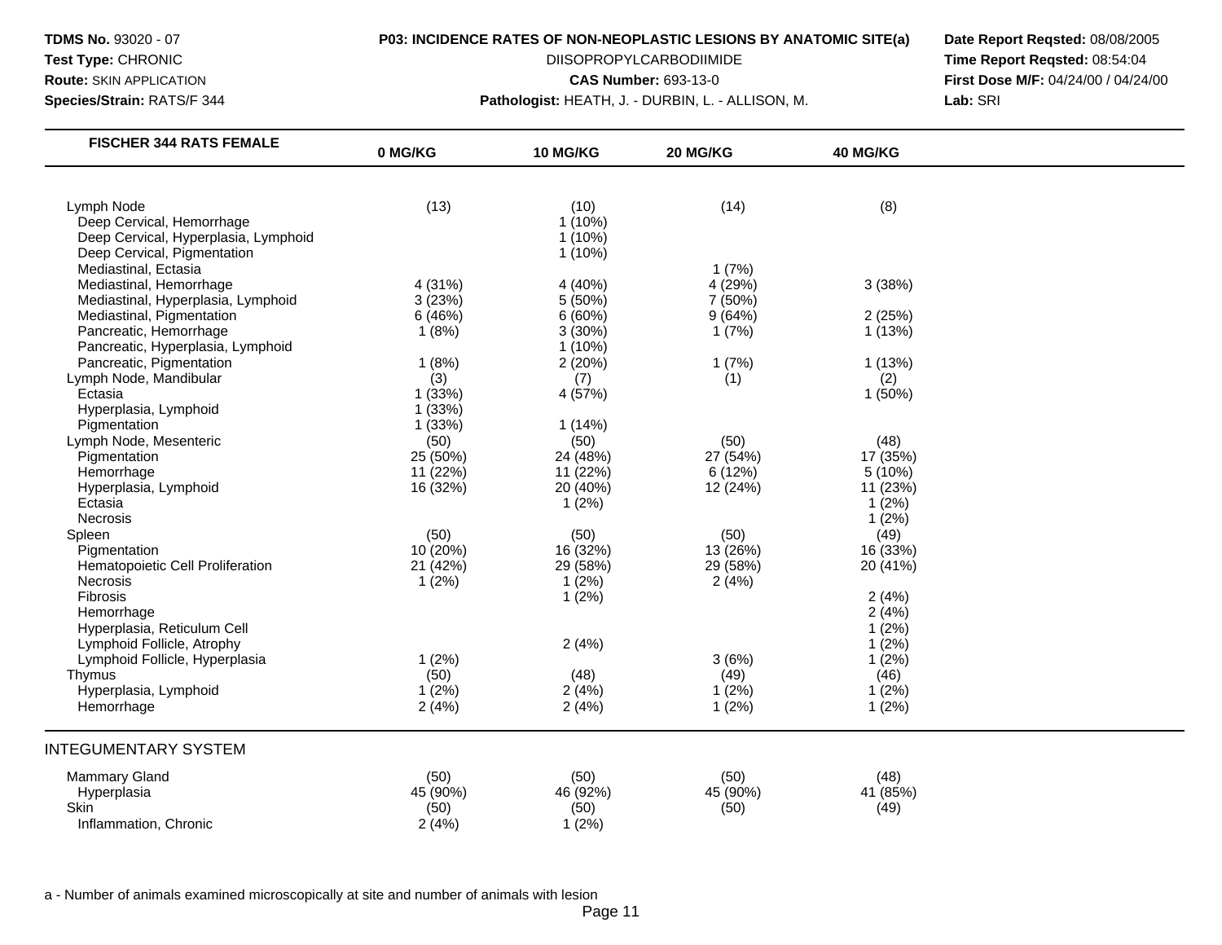| FISCHER 344 RATS FEMALE | 0 MG/KG | 10 MG/KG | 20 MG/KG | 40 MG/KG |
|---|---|---|---|---|
| Lymph Node | (13) | (10) | (14) | (8) |
| Deep Cervical, Hemorrhage | | 1 (10%) | | |
| Deep Cervical, Hyperplasia, Lymphoid | | 1 (10%) | | |
| Deep Cervical, Pigmentation | | 1 (10%) | | |
| Mediastinal, Ectasia | | | 1 (7%) | |
| Mediastinal, Hemorrhage | 4 (31%) | 4 (40%) | 4 (29%) | 3 (38%) |
| Mediastinal, Hyperplasia, Lymphoid | 3 (23%) | 5 (50%) | 7 (50%) | |
| Mediastinal, Pigmentation | 6 (46%) | 6 (60%) | 9 (64%) | 2 (25%) |
| Pancreatic, Hemorrhage | 1 (8%) | 3 (30%) | 1 (7%) | 1 (13%) |
| Pancreatic, Hyperplasia, Lymphoid | | 1 (10%) | | |
| Pancreatic, Pigmentation | 1 (8%) | 2 (20%) | 1 (7%) | 1 (13%) |
| Lymph Node, Mandibular | (3) | (7) | (1) | (2) |
| Ectasia | 1 (33%) | 4 (57%) | | 1 (50%) |
| Hyperplasia, Lymphoid | 1 (33%) | | | |
| Pigmentation | 1 (33%) | 1 (14%) | | |
| Lymph Node, Mesenteric | (50) | (50) | (50) | (48) |
| Pigmentation | 25 (50%) | 24 (48%) | 27 (54%) | 17 (35%) |
| Hemorrhage | 11 (22%) | 11 (22%) | 6 (12%) | 5 (10%) |
| Hyperplasia, Lymphoid | 16 (32%) | 20 (40%) | 12 (24%) | 11 (23%) |
| Ectasia | | 1 (2%) | | 1 (2%) |
| Necrosis | | | | 1 (2%) |
| Spleen | (50) | (50) | (50) | (49) |
| Pigmentation | 10 (20%) | 16 (32%) | 13 (26%) | 16 (33%) |
| Hematopoietic Cell Proliferation | 21 (42%) | 29 (58%) | 29 (58%) | 20 (41%) |
| Necrosis | 1 (2%) | 1 (2%) | 2 (4%) | |
| Fibrosis | | 1 (2%) | | 2 (4%) |
| Hemorrhage | | | | 2 (4%) |
| Hyperplasia, Reticulum Cell | | | | 1 (2%) |
| Lymphoid Follicle, Atrophy | | 2 (4%) | | 1 (2%) |
| Lymphoid Follicle, Hyperplasia | 1 (2%) | | 3 (6%) | 1 (2%) |
| Thymus | (50) | (48) | (49) | (46) |
| Hyperplasia, Lymphoid | 1 (2%) | 2 (4%) | 1 (2%) | 1 (2%) |
| Hemorrhage | 2 (4%) | 2 (4%) | 1 (2%) | 1 (2%) |
| **INTEGUMENTARY SYSTEM** | | | | |
| Mammary Gland | (50) | (50) | (50) | (48) |
| Hyperplasia | 45 (90%) | 46 (92%) | 45 (90%) | 41 (85%) |
| Skin | (50) | (50) | (50) | (49) |
| Inflammation, Chronic | 2 (4%) | 1 (2%) | | |

a - Number of animals examined microscopically at site and number of animals with lesion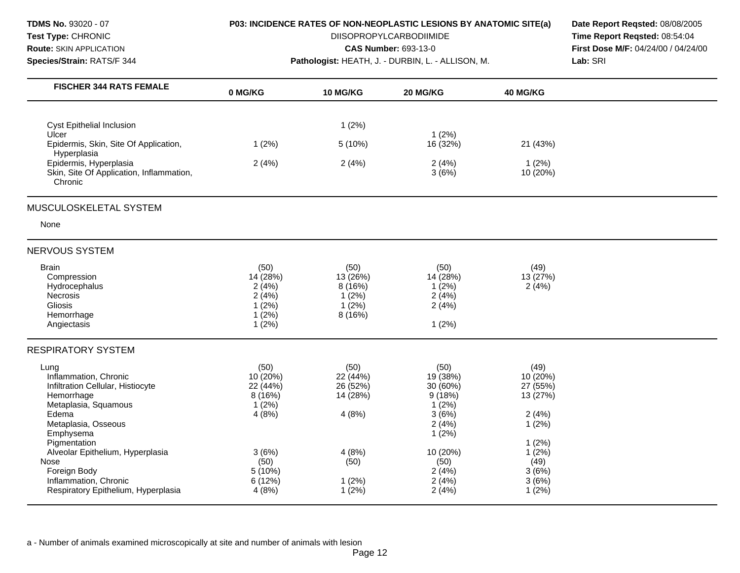**TDMS No.** 93020 - 07
**Test Type:** CHRONIC
**Route:** SKIN APPLICATION
**Species/Strain:** RATS/F 344

**P03: INCIDENCE RATES OF NON-NEOPLASTIC LESIONS BY ANATOMIC SITE(a)**
DIISOPROPYLCARBODIIMIDE
**CAS Number:** 693-13-0
**Pathologist:** HEATH, J. - DURBIN, L. - ALLISON, M.

**Date Report Reqsted:** 08/08/2005
**Time Report Reqsted:** 08:54:04
**First Dose M/F:** 04/24/00 / 04/24/00
**Lab:** SRI

| FISCHER 344 RATS FEMALE | 0 MG/KG | 10 MG/KG | 20 MG/KG | 40 MG/KG |
|---|---|---|---|---|
| Cyst Epithelial Inclusion | | 1 (2%) | | |
| Ulcer | | | 1 (2%) | |
| Epidermis, Skin, Site Of Application, Hyperplasia | 1 (2%) | 5 (10%) | 16 (32%) | 21 (43%) |
| Epidermis, Hyperplasia | 2 (4%) | 2 (4%) | 2 (4%) | 1 (2%) |
| Skin, Site Of Application, Inflammation, Chronic | | | 3 (6%) | 10 (20%) |
| **MUSCULOSKELETAL SYSTEM** | | | | |
| None | | | | |
| **NERVOUS SYSTEM** | | | | |
| Brain | (50) | (50) | (50) | (49) |
| Compression | 14 (28%) | 13 (26%) | 14 (28%) | 13 (27%) |
| Hydrocephalus | 2 (4%) | 8 (16%) | 1 (2%) | 2 (4%) |
| Necrosis | 2 (4%) | 1 (2%) | 2 (4%) | |
| Gliosis | 1 (2%) | 1 (2%) | 2 (4%) | |
| Hemorrhage | 1 (2%) | 8 (16%) | | |
| Angiectasis | 1 (2%) | | 1 (2%) | |
| **RESPIRATORY SYSTEM** | | | | |
| Lung | (50) | (50) | (50) | (49) |
| Inflammation, Chronic | 10 (20%) | 22 (44%) | 19 (38%) | 10 (20%) |
| Infiltration Cellular, Histiocyte | 22 (44%) | 26 (52%) | 30 (60%) | 27 (55%) |
| Hemorrhage | 8 (16%) | 14 (28%) | 9 (18%) | 13 (27%) |
| Metaplasia, Squamous | 1 (2%) | | 1 (2%) | |
| Edema | 4 (8%) | 4 (8%) | 3 (6%) | 2 (4%) |
| Metaplasia, Osseous | | | 2 (4%) | 1 (2%) |
| Emphysema | | | 1 (2%) | |
| Pigmentation | | | | 1 (2%) |
| Alveolar Epithelium, Hyperplasia | 3 (6%) | 4 (8%) | 10 (20%) | 1 (2%) |
| Nose | (50) | (50) | (50) | (49) |
| Foreign Body | 5 (10%) | | 2 (4%) | 3 (6%) |
| Inflammation, Chronic | 6 (12%) | 1 (2%) | 2 (4%) | 3 (6%) |
| Respiratory Epithelium, Hyperplasia | 4 (8%) | 1 (2%) | 2 (4%) | 1 (2%) |

a - Number of animals examined microscopically at site and number of animals with lesion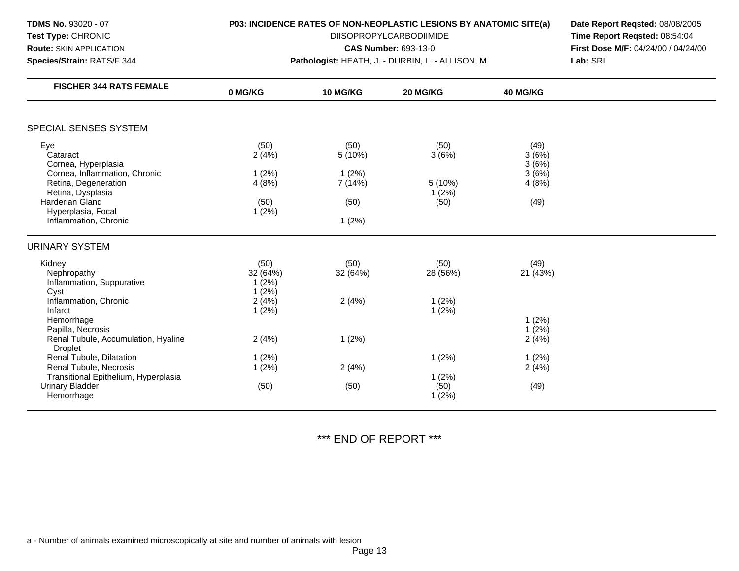**TDMS No.** 93020 - 07
**Test Type:** CHRONIC
**Route:** SKIN APPLICATION
**Species/Strain:** RATS/F 344

**P03: INCIDENCE RATES OF NON-NEOPLASTIC LESIONS BY ANATOMIC SITE(a)**
DIISOPROPYLCARBODIIMIDE
**CAS Number:** 693-13-0
**Pathologist:** HEATH, J. - DURBIN, L. - ALLISON, M.

**Date Report Reqsted:** 08/08/2005
**Time Report Reqsted:** 08:54:04
**First Dose M/F:** 04/24/00 / 04/24/00
**Lab:** SRI

| FISCHER 344 RATS FEMALE | 0 MG/KG | 10 MG/KG | 20 MG/KG | 40 MG/KG |
|---|---|---|---|---|
| **SPECIAL SENSES SYSTEM** | | | | |
| Eye | (50) | (50) | (50) | (49) |
| Cataract | 2 (4%) | 5 (10%) | 3 (6%) | 3 (6%) |
| Cornea, Hyperplasia | | | | 3 (6%) |
| Cornea, Inflammation, Chronic | 1 (2%) | 1 (2%) | | 3 (6%) |
| Retina, Degeneration | 4 (8%) | 7 (14%) | 5 (10%) | 4 (8%) |
| Retina, Dysplasia | | | 1 (2%) | |
| Harderian Gland | (50) | (50) | (50) | (49) |
| Hyperplasia, Focal | 1 (2%) | | | |
| Inflammation, Chronic | | 1 (2%) | | |
| **URINARY SYSTEM** | | | | |
| Kidney | (50) | (50) | (50) | (49) |
| Nephropathy | 32 (64%) | 32 (64%) | 28 (56%) | 21 (43%) |
| Inflammation, Suppurative | 1 (2%) | | | |
| Cyst | 1 (2%) | | | |
| Inflammation, Chronic | 2 (4%) | 2 (4%) | 1 (2%) | |
| Infarct | 1 (2%) | | 1 (2%) | |
| Hemorrhage | | | | 1 (2%) |
| Papilla, Necrosis | | | | 1 (2%) |
| Renal Tubule, Accumulation, Hyaline Droplet | 2 (4%) | 1 (2%) | | 2 (4%) |
| Renal Tubule, Dilatation | 1 (2%) | | 1 (2%) | 1 (2%) |
| Renal Tubule, Necrosis | 1 (2%) | 2 (4%) | | 2 (4%) |
| Transitional Epithelium, Hyperplasia | | | 1 (2%) | |
| Urinary Bladder | (50) | (50) | (50) | (49) |
| Hemorrhage | | | 1 (2%) | |

\*\*\* END OF REPORT \*\*\*

a - Number of animals examined microscopically at site and number of animals with lesion